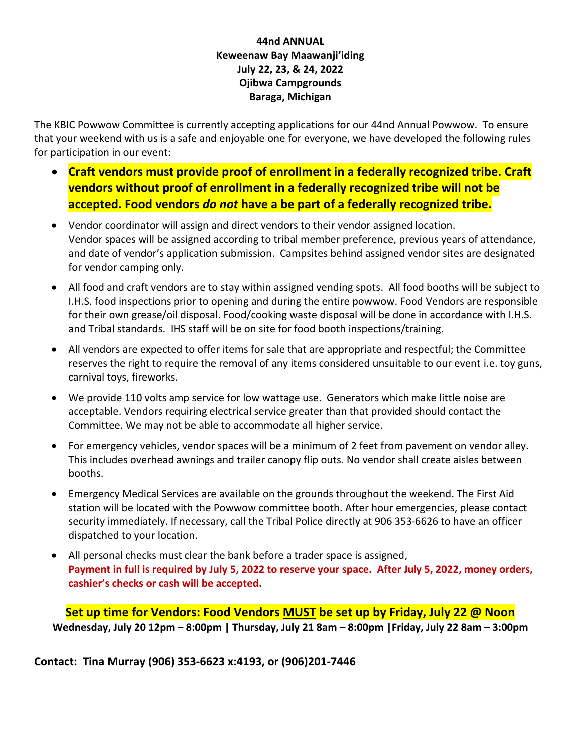**44nd ANNUAL**
**Keweenaw Bay Maawanji'iding**
**July 22, 23, & 24, 2022**
**Ojibwa Campgrounds**
**Baraga, Michigan**

The KBIC Powwow Committee is currently accepting applications for our 44nd Annual Powwow. To ensure that your weekend with us is a safe and enjoyable one for everyone, we have developed the following rules for participation in our event:

- **Craft vendors must provide proof of enrollment in a federally recognized tribe. Craft vendors without proof of enrollment in a federally recognized tribe will not be accepted. Food vendors *do not* have a be part of a federally recognized tribe.**
- Vendor coordinator will assign and direct vendors to their vendor assigned location. Vendor spaces will be assigned according to tribal member preference, previous years of attendance, and date of vendor's application submission. Campsites behind assigned vendor sites are designated for vendor camping only.
- All food and craft vendors are to stay within assigned vending spots. All food booths will be subject to I.H.S. food inspections prior to opening and during the entire powwow. Food Vendors are responsible for their own grease/oil disposal. Food/cooking waste disposal will be done in accordance with I.H.S. and Tribal standards. IHS staff will be on site for food booth inspections/training.
- All vendors are expected to offer items for sale that are appropriate and respectful; the Committee reserves the right to require the removal of any items considered unsuitable to our event i.e. toy guns, carnival toys, fireworks.
- We provide 110 volts amp service for low wattage use. Generators which make little noise are acceptable. Vendors requiring electrical service greater than that provided should contact the Committee. We may not be able to accommodate all higher service.
- For emergency vehicles, vendor spaces will be a minimum of 2 feet from pavement on vendor alley. This includes overhead awnings and trailer canopy flip outs. No vendor shall create aisles between booths.
- Emergency Medical Services are available on the grounds throughout the weekend. The First Aid station will be located with the Powwow committee booth. After hour emergencies, please contact security immediately. If necessary, call the Tribal Police directly at 906 353-6626 to have an officer dispatched to your location.
- All personal checks must clear the bank before a trader space is assigned, **Payment in full is required by July 5, 2022 to reserve your space. After July 5, 2022, money orders, cashier's checks or cash will be accepted.**

**Set up time for Vendors: Food Vendors <u>MUST</u> be set up by Friday, July 22 @ Noon**
**Wednesday, July 20 12pm – 8:00pm | Thursday, July 21 8am – 8:00pm |Friday, July 22 8am – 3:00pm**

**Contact: Tina Murray (906) 353-6623 x:4193, or (906)201-7446**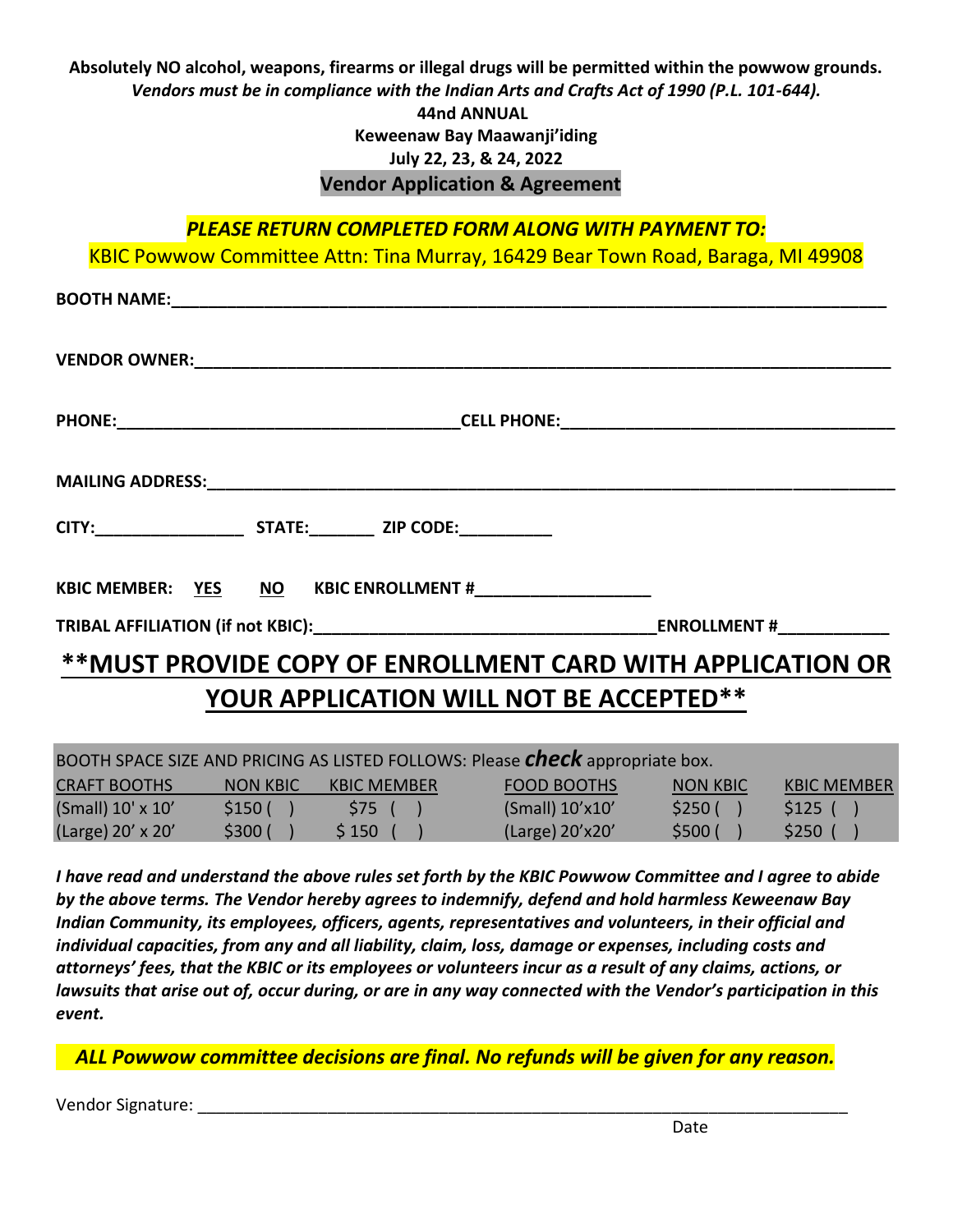**Absolutely NO alcohol, weapons, firearms or illegal drugs will be permitted within the powwow grounds.**

***Vendors must be in compliance with the Indian Arts and Crafts Act of 1990 (P.L. 101-644).***

**44nd ANNUAL**

**Keweenaw Bay Maawanji'iding**

**July 22, 23, & 24, 2022**

## Vendor Application & Agreement

***PLEASE RETURN COMPLETED FORM ALONG WITH PAYMENT TO:***

KBIC Powwow Committee Attn: Tina Murray, 16429 Bear Town Road, Baraga, MI 49908

**BOOTH NAME:**\_\_\_\_\_\_\_\_\_\_\_\_\_\_\_\_\_\_\_\_\_\_\_\_\_\_\_\_\_\_\_\_\_\_\_\_\_\_\_\_\_\_\_\_\_\_\_\_\_\_\_\_\_\_\_\_\_\_\_\_\_\_\_\_

**VENDOR OWNER:**\_\_\_\_\_\_\_\_\_\_\_\_\_\_\_\_\_\_\_\_\_\_\_\_\_\_\_\_\_\_\_\_\_\_\_\_\_\_\_\_\_\_\_\_\_\_\_\_\_\_\_\_\_\_\_\_\_\_\_\_\_\_

**PHONE:**\_\_\_\_\_\_\_\_\_\_\_\_\_\_\_\_\_\_\_\_\_\_\_\_\_\_\_\_\_\_ **CELL PHONE:**\_\_\_\_\_\_\_\_\_\_\_\_\_\_\_\_\_\_\_\_\_\_\_\_\_\_\_\_\_\_

**MAILING ADDRESS:**\_\_\_\_\_\_\_\_\_\_\_\_\_\_\_\_\_\_\_\_\_\_\_\_\_\_\_\_\_\_\_\_\_\_\_\_\_\_\_\_\_\_\_\_\_\_\_\_\_\_\_\_\_\_\_\_\_\_\_\_

**CITY:**\_\_\_\_\_\_\_\_\_\_\_\_\_\_ **STATE:**\_\_\_\_\_\_ **ZIP CODE:**\_\_\_\_\_\_\_\_\_

**KBIC MEMBER: YES NO KBIC ENROLLMENT #**\_\_\_\_\_\_\_\_\_\_\_\_\_\_\_\_

**TRIBAL AFFILIATION (if not KBIC):**\_\_\_\_\_\_\_\_\_\_\_\_\_\_\_\_\_\_\_\_\_\_\_\_\_\_\_\_\_\_ **ENROLLMENT #**\_\_\_\_\_\_\_\_\_\_

## \*\*MUST PROVIDE COPY OF ENROLLMENT CARD WITH APPLICATION OR YOUR APPLICATION WILL NOT BE ACCEPTED\*\*

BOOTH SPACE SIZE AND PRICING AS LISTED FOLLOWS: Please ***check*** appropriate box.

| CRAFT BOOTHS | NON KBIC | KBIC MEMBER | FOOD BOOTHS | NON KBIC | KBIC MEMBER |
|---|---|---|---|---|---|
| (Small) 10' x 10' | $150 ( ) | $75 ( ) | (Small) 10'x10' | $250 ( ) | $125 ( ) |
| (Large) 20' x 20' | $300 ( ) | $ 150 ( ) | (Large) 20'x20' | $500 ( ) | $250 ( ) |

***I have read and understand the above rules set forth by the KBIC Powwow Committee and I agree to abide by the above terms. The Vendor hereby agrees to indemnify, defend and hold harmless Keweenaw Bay Indian Community, its employees, officers, agents, representatives and volunteers, in their official and individual capacities, from any and all liability, claim, loss, damage or expenses, including costs and attorneys' fees, that the KBIC or its employees or volunteers incur as a result of any claims, actions, or lawsuits that arise out of, occur during, or are in any way connected with the Vendor's participation in this event.***

***ALL Powwow committee decisions are final. No refunds will be given for any reason.***

Vendor Signature: \_\_\_\_\_\_\_\_\_\_\_\_\_\_\_\_\_\_\_\_\_\_\_\_\_\_\_\_\_\_\_\_\_\_\_\_\_\_\_\_\_\_\_\_\_\_\_\_\_\_\_\_\_\_

Date